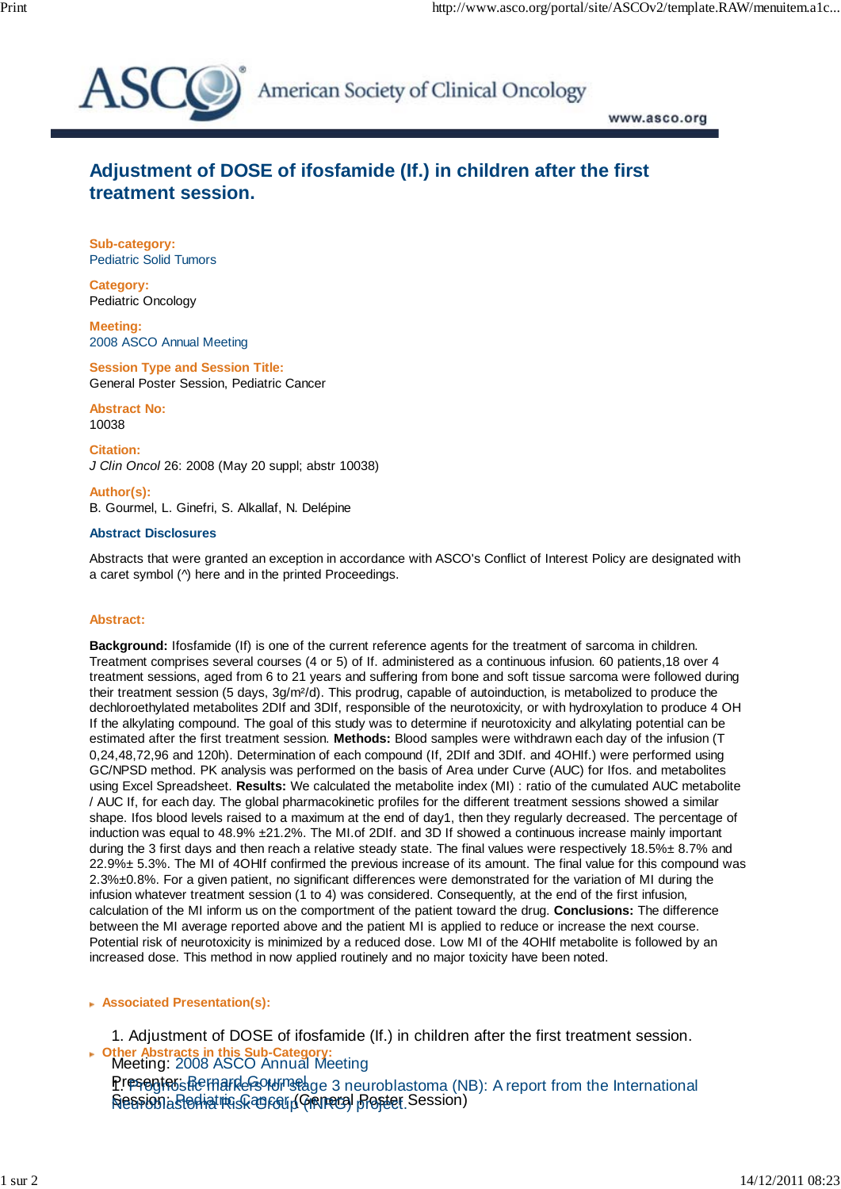# Adjustment of DOSE of ifosfamide (If.) in children after the first treatment session.

**Sub-category:**
Pediatric Solid Tumors

**Category:**
Pediatric Oncology

**Meeting:**
2008 ASCO Annual Meeting

**Session Type and Session Title:**
General Poster Session, Pediatric Cancer

**Abstract No:**
10038

**Citation:**
*J Clin Oncol* 26: 2008 (May 20 suppl; abstr 10038)

**Author(s):**
B. Gourmel, L. Ginefri, S. Alkallaf, N. Delépine

**Abstract Disclosures**

Abstracts that were granted an exception in accordance with ASCO's Conflict of Interest Policy are designated with a caret symbol (^) here and in the printed Proceedings.

**Abstract:**

**Background:** Ifosfamide (If) is one of the current reference agents for the treatment of sarcoma in children. Treatment comprises several courses (4 or 5) of If. administered as a continuous infusion. 60 patients,18 over 4 treatment sessions, aged from 6 to 21 years and suffering from bone and soft tissue sarcoma were followed during their treatment session (5 days, 3g/m²/d). This prodrug, capable of autoinduction, is metabolized to produce the dechloroethylated metabolites 2DIf and 3DIf, responsible of the neurotoxicity, or with hydroxylation to produce 4 OH If the alkylating compound. The goal of this study was to determine if neurotoxicity and alkylating potential can be estimated after the first treatment session. **Methods:** Blood samples were withdrawn each day of the infusion (T 0,24,48,72,96 and 120h). Determination of each compound (If, 2DIf and 3DIf. and 4OHIf.) were performed using GC/NPSD method. PK analysis was performed on the basis of Area under Curve (AUC) for Ifos. and metabolites using Excel Spreadsheet. **Results:** We calculated the metabolite index (MI) : ratio of the cumulated AUC metabolite / AUC If, for each day. The global pharmacokinetic profiles for the different treatment sessions showed a similar shape. Ifos blood levels raised to a maximum at the end of day1, then they regularly decreased. The percentage of induction was equal to 48.9% ±21.2%. The MI.of 2DIf. and 3D If showed a continuous increase mainly important during the 3 first days and then reach a relative steady state. The final values were respectively 18.5%± 8.7% and 22.9%± 5.3%. The MI of 4OHIf confirmed the previous increase of its amount. The final value for this compound was 2.3%±0.8%. For a given patient, no significant differences were demonstrated for the variation of MI during the infusion whatever treatment session (1 to 4) was considered. Consequently, at the end of the first infusion, calculation of the MI inform us on the comportment of the patient toward the drug. **Conclusions:** The difference between the MI average reported above and the patient MI is applied to reduce or increase the next course. Potential risk of neurotoxicity is minimized by a reduced dose. Low MI of the 4OHIf metabolite is followed by an increased dose. This method in now applied routinely and no major toxicity have been noted.

**Associated Presentation(s):**

1. Adjustment of DOSE of ifosfamide (If.) in children after the first treatment session.
   Meeting: 2008 ASCO Annual Meeting
   Presenter: Bernard Gourmel
   Session: Pediatric Cancer (General Poster Session)

**Other Abstracts in this Sub-Category:**

1. Prognostic markers for stage 3 neuroblastoma (NB): A report from the International Neuroblastoma Risk Group (INRG) project.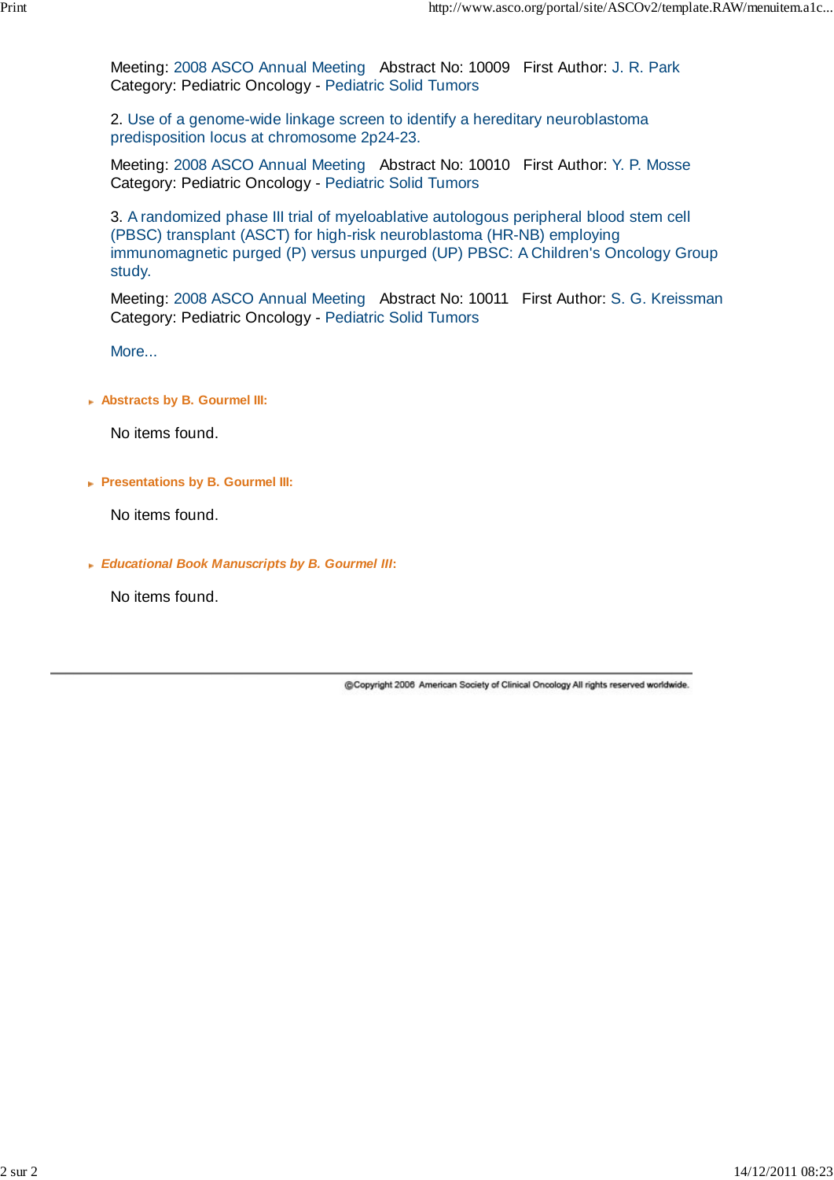Meeting: 2008 ASCO Annual Meeting   Abstract No: 10009   First Author: J. R. Park
Category: Pediatric Oncology - Pediatric Solid Tumors

2. Use of a genome-wide linkage screen to identify a hereditary neuroblastoma predisposition locus at chromosome 2p24-23.

Meeting: 2008 ASCO Annual Meeting   Abstract No: 10010   First Author: Y. P. Mosse
Category: Pediatric Oncology - Pediatric Solid Tumors

3. A randomized phase III trial of myeloablative autologous peripheral blood stem cell (PBSC) transplant (ASCT) for high-risk neuroblastoma (HR-NB) employing immunomagnetic purged (P) versus unpurged (UP) PBSC: A Children's Oncology Group study.

Meeting: 2008 ASCO Annual Meeting   Abstract No: 10011   First Author: S. G. Kreissman
Category: Pediatric Oncology - Pediatric Solid Tumors

More...

**Abstracts by B. Gourmel III:**

No items found.

**Presentations by B. Gourmel III:**

No items found.

***Educational Book Manuscripts by B. Gourmel III*:**

No items found.

©Copyright 2006 American Society of Clinical Oncology All rights reserved worldwide.